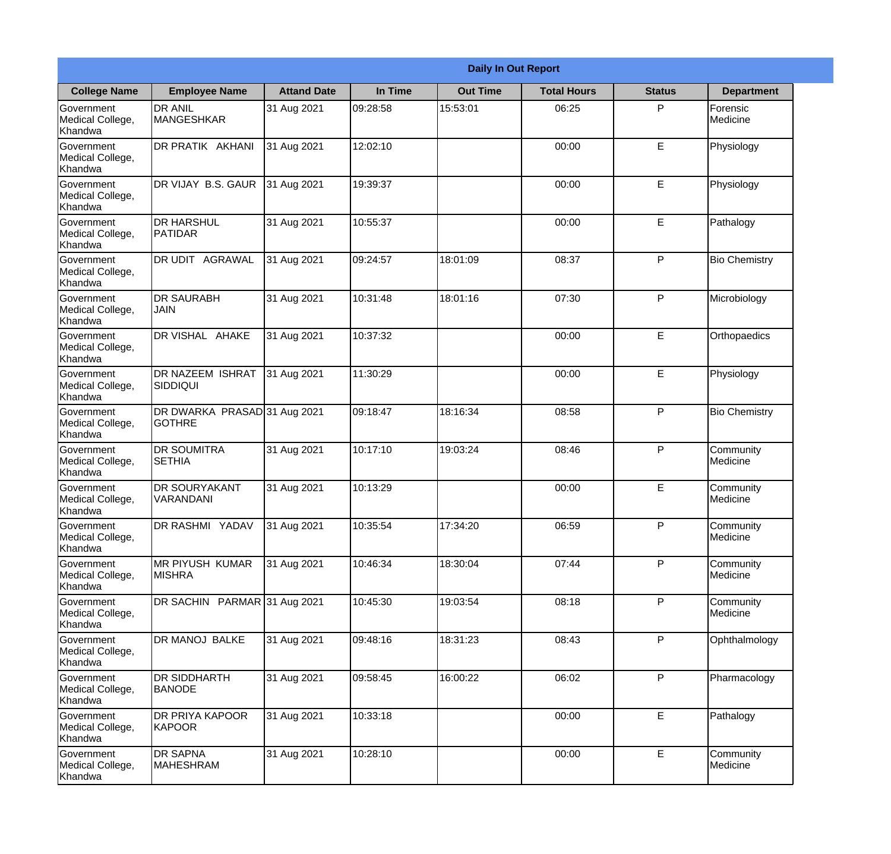| Daily In Out Report | | | | | | | |
|---|---|---|---|---|---|---|---|
| **College Name** | **Employee Name** | **Attand Date** | **In Time** | **Out Time** | **Total Hours** | **Status** | **Department** |
| Government Medical College, Khandwa | DR ANIL MANGESHKAR | 31 Aug 2021 | 09:28:58 | 15:53:01 | 06:25 | P | Forensic Medicine |
| Government Medical College, Khandwa | DR PRATIK AKHANI | 31 Aug 2021 | 12:02:10 | | 00:00 | E | Physiology |
| Government Medical College, Khandwa | DR VIJAY B.S. GAUR | 31 Aug 2021 | 19:39:37 | | 00:00 | E | Physiology |
| Government Medical College, Khandwa | DR HARSHUL PATIDAR | 31 Aug 2021 | 10:55:37 | | 00:00 | E | Pathalogy |
| Government Medical College, Khandwa | DR UDIT AGRAWAL | 31 Aug 2021 | 09:24:57 | 18:01:09 | 08:37 | P | Bio Chemistry |
| Government Medical College, Khandwa | DR SAURABH JAIN | 31 Aug 2021 | 10:31:48 | 18:01:16 | 07:30 | P | Microbiology |
| Government Medical College, Khandwa | DR VISHAL AHAKE | 31 Aug 2021 | 10:37:32 | | 00:00 | E | Orthopaedics |
| Government Medical College, Khandwa | DR NAZEEM ISHRAT SIDDIQUI | 31 Aug 2021 | 11:30:29 | | 00:00 | E | Physiology |
| Government Medical College, Khandwa | DR DWARKA PRASAD GOTHRE | 31 Aug 2021 | 09:18:47 | 18:16:34 | 08:58 | P | Bio Chemistry |
| Government Medical College, Khandwa | DR SOUMITRA SETHIA | 31 Aug 2021 | 10:17:10 | 19:03:24 | 08:46 | P | Community Medicine |
| Government Medical College, Khandwa | DR SOURYAKANT VARANDANI | 31 Aug 2021 | 10:13:29 | | 00:00 | E | Community Medicine |
| Government Medical College, Khandwa | DR RASHMI YADAV | 31 Aug 2021 | 10:35:54 | 17:34:20 | 06:59 | P | Community Medicine |
| Government Medical College, Khandwa | MR PIYUSH KUMAR MISHRA | 31 Aug 2021 | 10:46:34 | 18:30:04 | 07:44 | P | Community Medicine |
| Government Medical College, Khandwa | DR SACHIN PARMAR | 31 Aug 2021 | 10:45:30 | 19:03:54 | 08:18 | P | Community Medicine |
| Government Medical College, Khandwa | DR MANOJ BALKE | 31 Aug 2021 | 09:48:16 | 18:31:23 | 08:43 | P | Ophthalmology |
| Government Medical College, Khandwa | DR SIDDHARTH BANODE | 31 Aug 2021 | 09:58:45 | 16:00:22 | 06:02 | P | Pharmacology |
| Government Medical College, Khandwa | DR PRIYA KAPOOR KAPOOR | 31 Aug 2021 | 10:33:18 | | 00:00 | E | Pathalogy |
| Government Medical College, Khandwa | DR SAPNA MAHESHRAM | 31 Aug 2021 | 10:28:10 | | 00:00 | E | Community Medicine |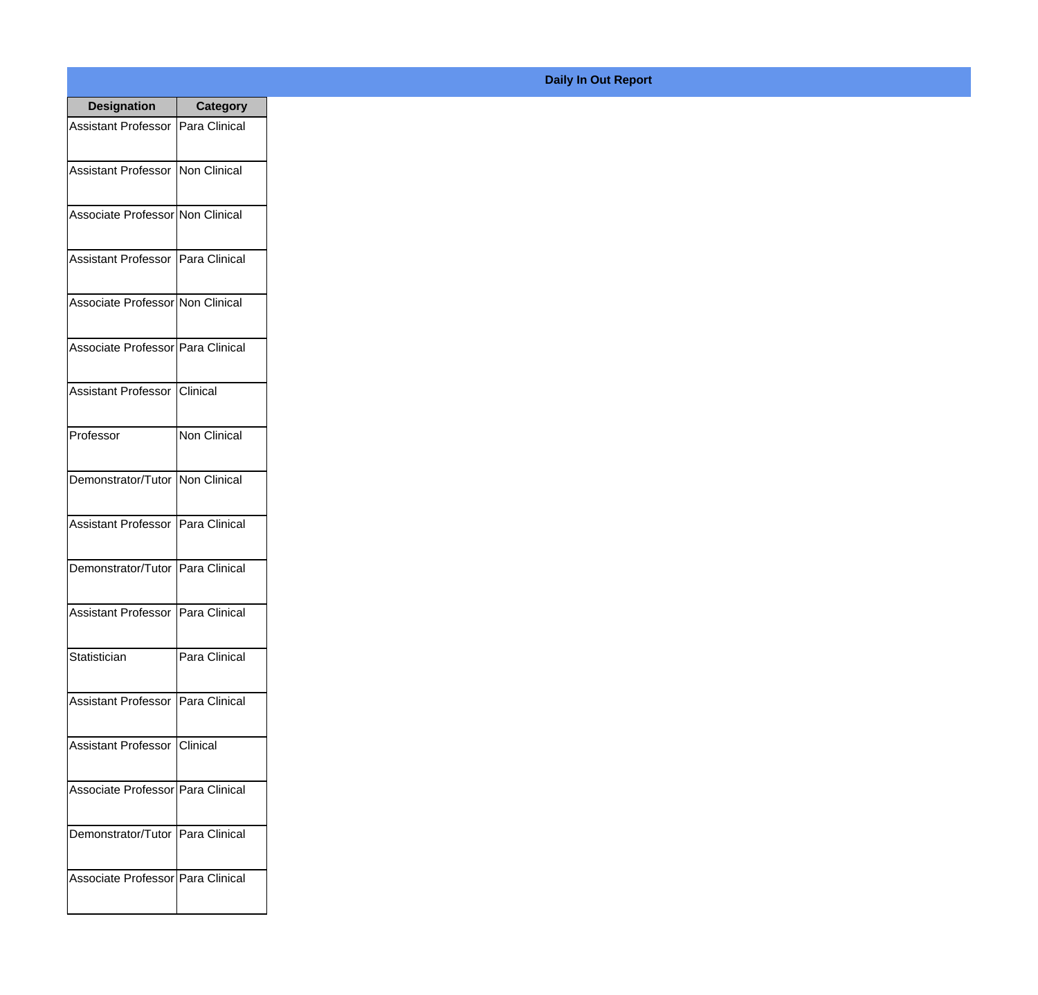**Daily In Out Report**

| Designation | Category |
|---|---|
| Assistant Professor | Para Clinical |
| Assistant Professor | Non Clinical |
| Associate Professor | Non Clinical |
| Assistant Professor | Para Clinical |
| Associate Professor | Non Clinical |
| Associate Professor | Para Clinical |
| Assistant Professor | Clinical |
| Professor | Non Clinical |
| Demonstrator/Tutor | Non Clinical |
| Assistant Professor | Para Clinical |
| Demonstrator/Tutor | Para Clinical |
| Assistant Professor | Para Clinical |
| Statistician | Para Clinical |
| Assistant Professor | Para Clinical |
| Assistant Professor | Clinical |
| Associate Professor | Para Clinical |
| Demonstrator/Tutor | Para Clinical |
| Associate Professor | Para Clinical |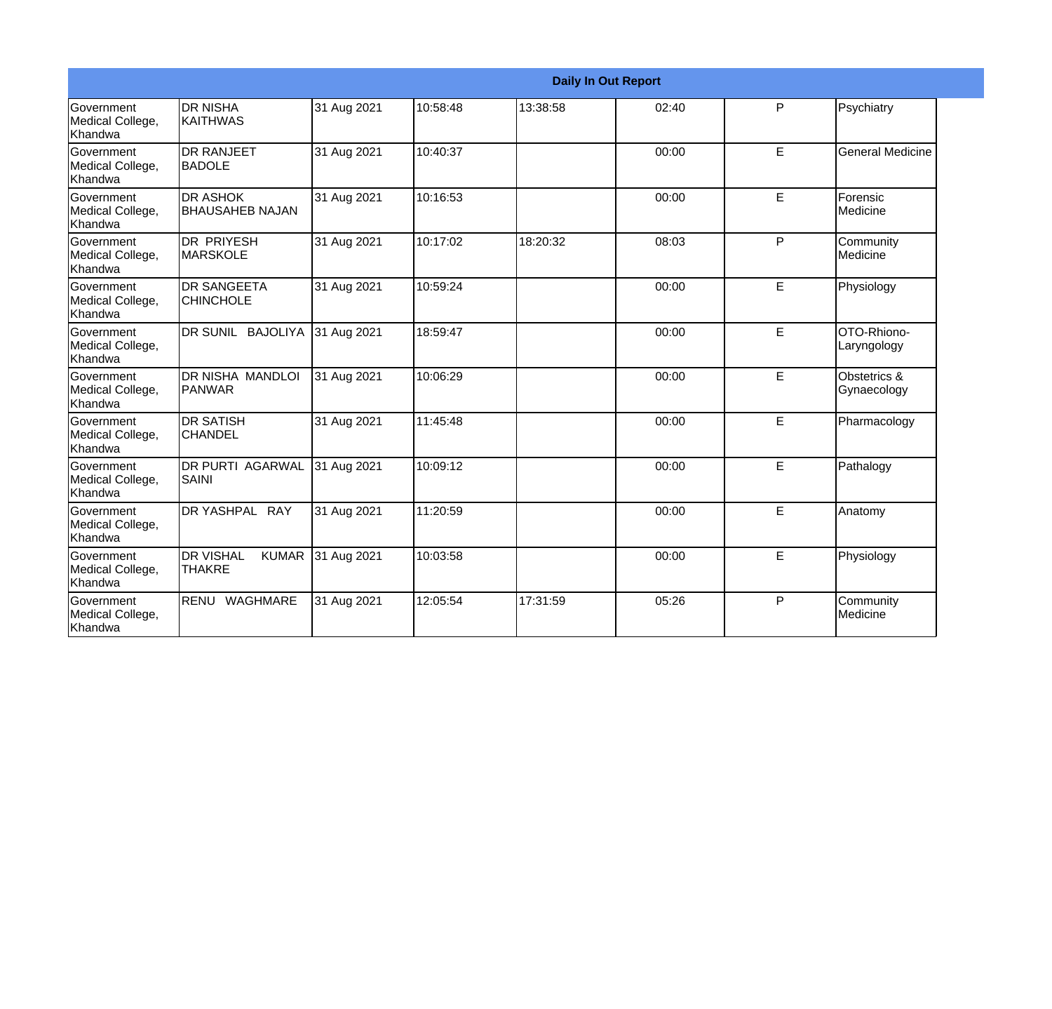| Daily In Out Report | | | | | | | |
|---|---|---|---|---|---|---|---|
| Government Medical College, Khandwa | DR NISHA KAITHWAS | 31 Aug 2021 | 10:58:48 | 13:38:58 | 02:40 | P | Psychiatry |
| Government Medical College, Khandwa | DR RANJEET BADOLE | 31 Aug 2021 | 10:40:37 | | 00:00 | E | General Medicine |
| Government Medical College, Khandwa | DR ASHOK BHAUSAHEB NAJAN | 31 Aug 2021 | 10:16:53 | | 00:00 | E | Forensic Medicine |
| Government Medical College, Khandwa | DR PRIYESH MARSKOLE | 31 Aug 2021 | 10:17:02 | 18:20:32 | 08:03 | P | Community Medicine |
| Government Medical College, Khandwa | DR SANGEETA CHINCHOLE | 31 Aug 2021 | 10:59:24 | | 00:00 | E | Physiology |
| Government Medical College, Khandwa | DR SUNIL BAJOLIYA | 31 Aug 2021 | 18:59:47 | | 00:00 | E | OTO-Rhiono-Laryngology |
| Government Medical College, Khandwa | DR NISHA MANDLOI PANWAR | 31 Aug 2021 | 10:06:29 | | 00:00 | E | Obstetrics & Gynaecology |
| Government Medical College, Khandwa | DR SATISH CHANDEL | 31 Aug 2021 | 11:45:48 | | 00:00 | E | Pharmacology |
| Government Medical College, Khandwa | DR PURTI AGARWAL SAINI | 31 Aug 2021 | 10:09:12 | | 00:00 | E | Pathalogy |
| Government Medical College, Khandwa | DR YASHPAL RAY | 31 Aug 2021 | 11:20:59 | | 00:00 | E | Anatomy |
| Government Medical College, Khandwa | DR VISHAL KUMAR THAKRE | 31 Aug 2021 | 10:03:58 | | 00:00 | E | Physiology |
| Government Medical College, Khandwa | RENU WAGHMARE | 31 Aug 2021 | 12:05:54 | 17:31:59 | 05:26 | P | Community Medicine |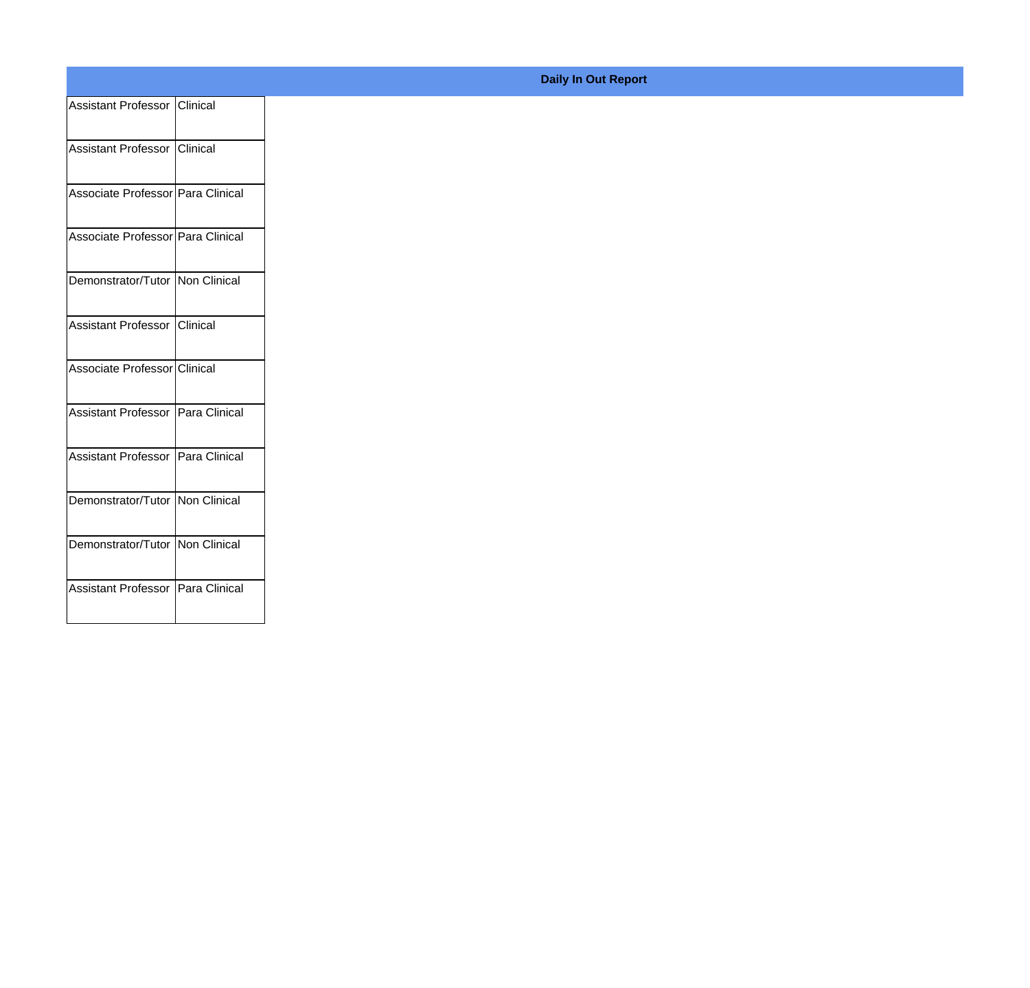**Daily In Out Report**

| | |
|---|---|
| Assistant Professor | Clinical |
| Assistant Professor | Clinical |
| Associate Professor | Para Clinical |
| Associate Professor | Para Clinical |
| Demonstrator/Tutor | Non Clinical |
| Assistant Professor | Clinical |
| Associate Professor | Clinical |
| Assistant Professor | Para Clinical |
| Assistant Professor | Para Clinical |
| Demonstrator/Tutor | Non Clinical |
| Demonstrator/Tutor | Non Clinical |
| Assistant Professor | Para Clinical |